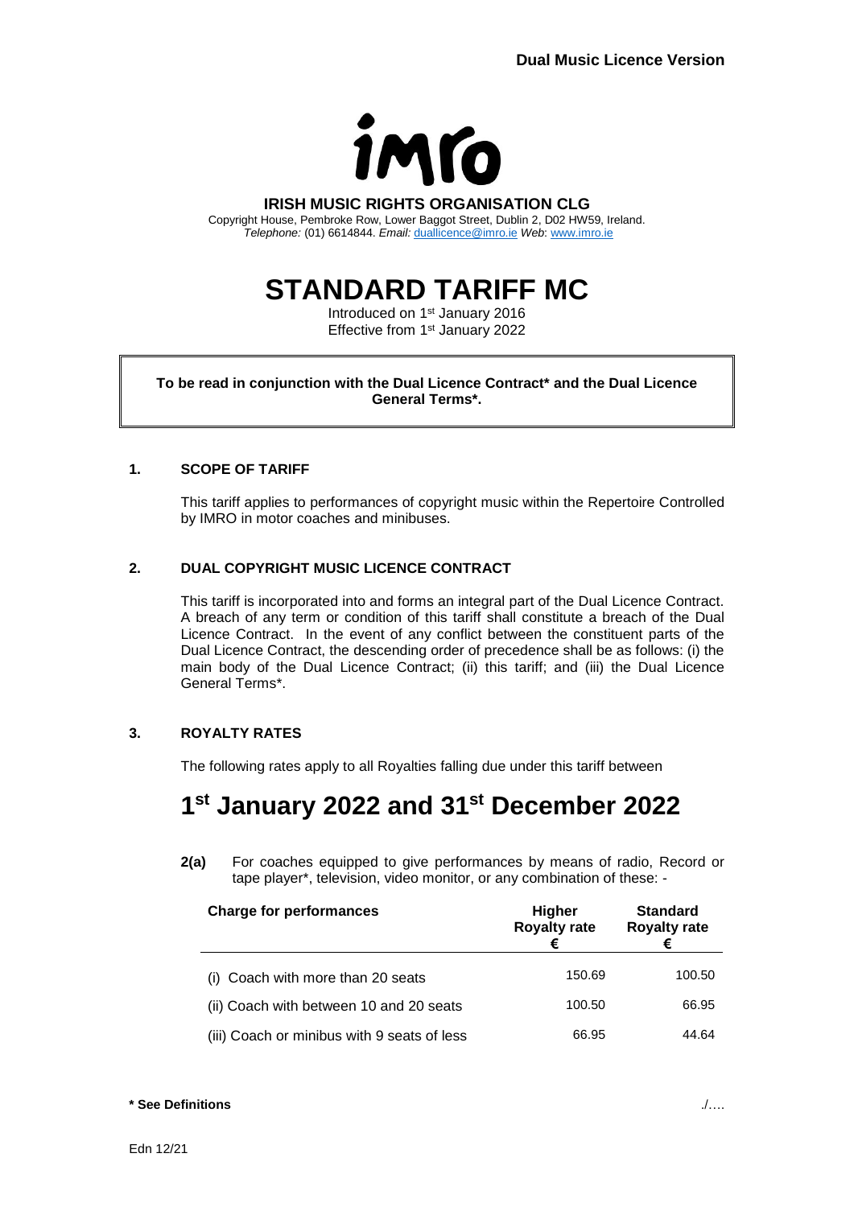**Dual Music Licence Version**

imro

**IRISH MUSIC RIGHTS ORGANISATION CLG**

Copyright House, Pembroke Row, Lower Baggot Street, Dublin 2, D02 HW59, Ireland.
*Telephone:* (01) 6614844. *Email:* duallicence@imro.ie *Web*: www.imro.ie

# STANDARD TARIFF MC

Introduced on 1st January 2016
Effective from 1st January 2022

**To be read in conjunction with the Dual Licence Contract* and the Dual Licence General Terms*.**

## 1. SCOPE OF TARIFF

This tariff applies to performances of copyright music within the Repertoire Controlled by IMRO in motor coaches and minibuses.

## 2. DUAL COPYRIGHT MUSIC LICENCE CONTRACT

This tariff is incorporated into and forms an integral part of the Dual Licence Contract. A breach of any term or condition of this tariff shall constitute a breach of the Dual Licence Contract. In the event of any conflict between the constituent parts of the Dual Licence Contract, the descending order of precedence shall be as follows: (i) the main body of the Dual Licence Contract; (ii) this tariff; and (iii) the Dual Licence General Terms*.

## 3. ROYALTY RATES

The following rates apply to all Royalties falling due under this tariff between

# 1st January 2022 and 31st December 2022

**2(a)** For coaches equipped to give performances by means of radio, Record or tape player*, television, video monitor, or any combination of these: -

| Charge for performances | Higher Royalty rate € | Standard Royalty rate € |
|---|---|---|
| (i) Coach with more than 20 seats | 150.69 | 100.50 |
| (ii) Coach with between 10 and 20 seats | 100.50 | 66.95 |
| (iii) Coach or minibus with 9 seats of less | 66.95 | 44.64 |

**\* See Definitions**

./….

Edn 12/21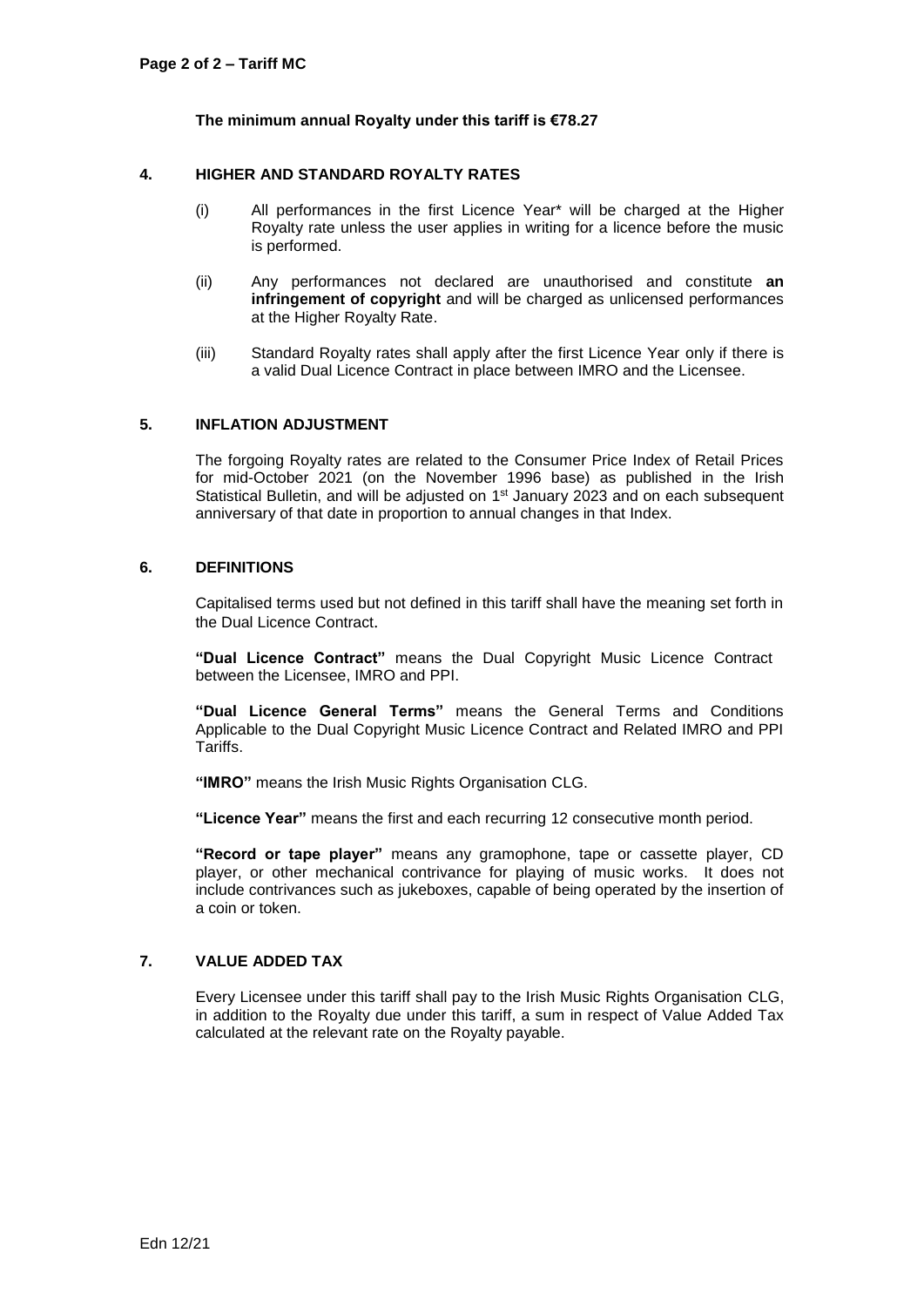**The minimum annual Royalty under this tariff is €78.27**

## 4. HIGHER AND STANDARD ROYALTY RATES

(i) All performances in the first Licence Year* will be charged at the Higher Royalty rate unless the user applies in writing for a licence before the music is performed.

(ii) Any performances not declared are unauthorised and constitute **an infringement of copyright** and will be charged as unlicensed performances at the Higher Royalty Rate.

(iii) Standard Royalty rates shall apply after the first Licence Year only if there is a valid Dual Licence Contract in place between IMRO and the Licensee.

## 5. INFLATION ADJUSTMENT

The forgoing Royalty rates are related to the Consumer Price Index of Retail Prices for mid-October 2021 (on the November 1996 base) as published in the Irish Statistical Bulletin, and will be adjusted on 1st January 2023 and on each subsequent anniversary of that date in proportion to annual changes in that Index.

## 6. DEFINITIONS

Capitalised terms used but not defined in this tariff shall have the meaning set forth in the Dual Licence Contract.

**"Dual Licence Contract"** means the Dual Copyright Music Licence Contract between the Licensee, IMRO and PPI.

**"Dual Licence General Terms"** means the General Terms and Conditions Applicable to the Dual Copyright Music Licence Contract and Related IMRO and PPI Tariffs.

**"IMRO"** means the Irish Music Rights Organisation CLG.

**"Licence Year"** means the first and each recurring 12 consecutive month period.

**"Record or tape player"** means any gramophone, tape or cassette player, CD player, or other mechanical contrivance for playing of music works. It does not include contrivances such as jukeboxes, capable of being operated by the insertion of a coin or token.

## 7. VALUE ADDED TAX

Every Licensee under this tariff shall pay to the Irish Music Rights Organisation CLG, in addition to the Royalty due under this tariff, a sum in respect of Value Added Tax calculated at the relevant rate on the Royalty payable.

Edn 12/21